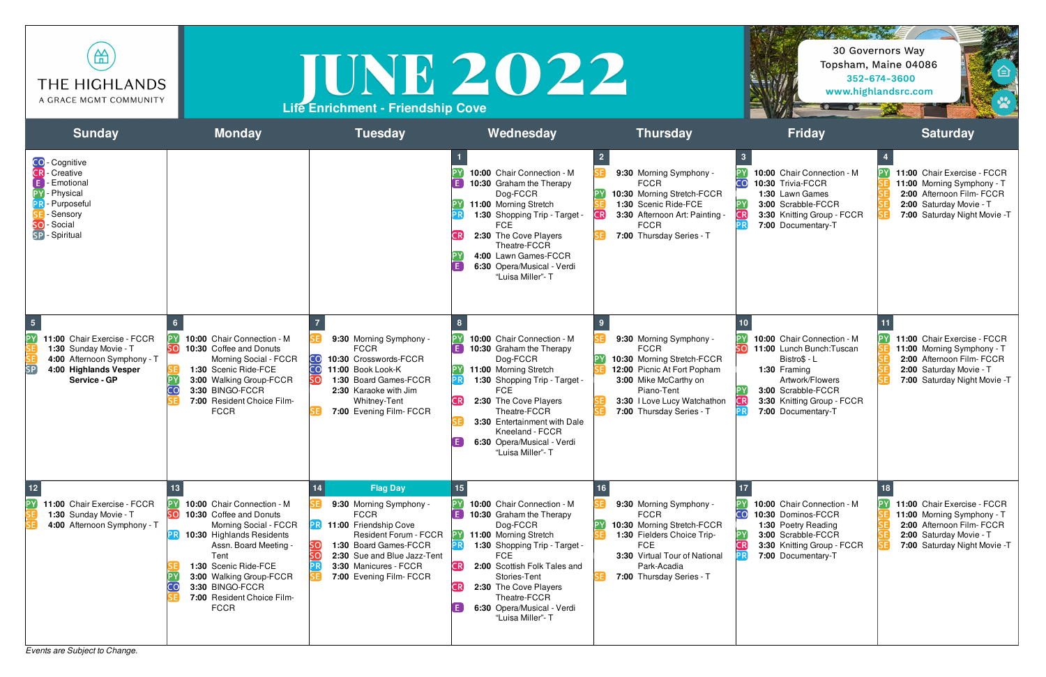# THE HIGHLANDS

A GRACE MGMT COMMUNITY

# JUNE 2022

Life Enrichment - Friendship Cove

30 Governors Way
Topsham, Maine 04086
352-674-3600
www.highlandsrc.com

| Sunday | Monday | Tuesday | Wednesday | Thursday | Friday | Saturday |
|---|---|---|---|---|---|---|
| CO - Cognitive<br>CR - Creative<br>E - Emotional<br>PY - Physical<br>PR - Purposeful<br>SE - Sensory<br>SO - Social<br>SP - Spiritual | | | **1**<br>PY **10:00** Chair Connection - M<br>E **10:30** Graham the Therapy Dog-FCCR<br>PY **11:00** Morning Stretch<br>PR **1:30** Shopping Trip - Target - FCE<br>CR **2:30** The Cove Players Theatre-FCCR<br>PY **4:00** Lawn Games-FCCR<br>E **6:30** Opera/Musical - Verdi "Luisa Miller"- T | **2**<br>SE **9:30** Morning Symphony - FCCR<br>PY **10:30** Morning Stretch-FCCR<br>SE **1:30** Scenic Ride-FCE<br>CR **3:30** Afternoon Art: Painting - FCCR<br>SE **7:00** Thursday Series - T | **3**<br>PY **10:00** Chair Connection - M<br>CO **10:30** Trivia-FCCR<br>**1:30** Lawn Games<br>PY **3:00** Scrabble-FCCR<br>CR **3:30** Knitting Group - FCCR<br>PR **7:00** Documentary-T | **4**<br>PY **11:00** Chair Exercise - FCCR<br>SE **11:00** Morning Symphony - T<br>SE **2:00** Afternoon Film- FCCR<br>SE **2:00** Saturday Movie - T<br>SE **7:00** Saturday Night Movie -T |
| **5**<br>PY **11:00** Chair Exercise - FCCR<br>SE **1:30** Sunday Movie - T<br>SE **4:00** Afternoon Symphony - T<br>SP **4:00 Highlands Vesper Service - GP** | **6**<br>PY **10:00** Chair Connection - M<br>SO **10:30** Coffee and Donuts Morning Social - FCCR<br>SE **1:30** Scenic Ride-FCE<br>PY **3:00** Walking Group-FCCR<br>CO **3:30** BINGO-FCCR<br>SE **7:00** Resident Choice Film-FCCR | **7**<br>SE **9:30** Morning Symphony - FCCR<br>CO **10:30** Crosswords-FCCR<br>CO **11:00** Book Look-K<br>SO **1:30** Board Games-FCCR<br>**2:30** Karaoke with Jim Whitney-Tent<br>SE **7:00** Evening Film- FCCR | **8**<br>PY **10:00** Chair Connection - M<br>E **10:30** Graham the Therapy Dog-FCCR<br>PY **11:00** Morning Stretch<br>PR **1:30** Shopping Trip - Target - FCE<br>CR **2:30** The Cove Players Theatre-FCCR<br>SE **3:30** Entertainment with Dale Kneeland - FCCR<br>E **6:30** Opera/Musical - Verdi "Luisa Miller"- T | **9**<br>SE **9:30** Morning Symphony - FCCR<br>PY **10:30** Morning Stretch-FCCR<br>SE **12:00** Picnic At Fort Popham<br>**3:00** Mike McCarthy on Piano-Tent<br>SE **3:30** I Love Lucy Watchathon<br>SE **7:00** Thursday Series - T | **10**<br>PY **10:00** Chair Connection - M<br>SO **11:00** Lunch Bunch:Tuscan Bistro$ - L<br>**1:30** Framing Artwork/Flowers<br>PY **3:00** Scrabble-FCCR<br>CR **3:30** Knitting Group - FCCR<br>PR **7:00** Documentary-T | **11**<br>PY **11:00** Chair Exercise - FCCR<br>SE **11:00** Morning Symphony - T<br>SE **2:00** Afternoon Film- FCCR<br>SE **2:00** Saturday Movie - T<br>SE **7:00** Saturday Night Movie -T |
| **12**<br>PY **11:00** Chair Exercise - FCCR<br>SE **1:30** Sunday Movie - T<br>SE **4:00** Afternoon Symphony - T | **13**<br>PY **10:00** Chair Connection - M<br>SO **10:30** Coffee and Donuts Morning Social - FCCR<br>PR **10:30** Highlands Residents Assn. Board Meeting - Tent<br>SE **1:30** Scenic Ride-FCE<br>PY **3:00** Walking Group-FCCR<br>CO **3:30** BINGO-FCCR<br>SE **7:00** Resident Choice Film-FCCR | **14** Flag Day<br>SE **9:30** Morning Symphony - FCCR<br>PR **11:00** Friendship Cove Resident Forum - FCCR<br>SO **1:30** Board Games-FCCR<br>SO **2:30** Sue and Blue Jazz-Tent<br>PR **3:30** Manicures - FCCR<br>SE **7:00** Evening Film- FCCR | **15**<br>PY **10:00** Chair Connection - M<br>E **10:30** Graham the Therapy Dog-FCCR<br>PY **11:00** Morning Stretch<br>PR **1:30** Shopping Trip - Target - FCE<br>CR **2:00** Scottish Folk Tales and Stories-Tent<br>CR **2:30** The Cove Players Theatre-FCCR<br>E **6:30** Opera/Musical - Verdi "Luisa Miller"- T | **16**<br>SE **9:30** Morning Symphony - FCCR<br>PY **10:30** Morning Stretch-FCCR<br>SE **1:30** Fielders Choice Trip-FCE<br>**3:30** Virtual Tour of National Park-Acadia<br>SE **7:00** Thursday Series - T | **17**<br>PY **10:00** Chair Connection - M<br>CO **10:30** Dominos-FCCR<br>**1:30** Poetry Reading<br>PY **3:00** Scrabble-FCCR<br>CR **3:30** Knitting Group - FCCR<br>PR **7:00** Documentary-T | **18**<br>PY **11:00** Chair Exercise - FCCR<br>SE **11:00** Morning Symphony - T<br>SE **2:00** Afternoon Film- FCCR<br>SE **2:00** Saturday Movie - T<br>SE **7:00** Saturday Night Movie -T |

*Events are Subject to Change.*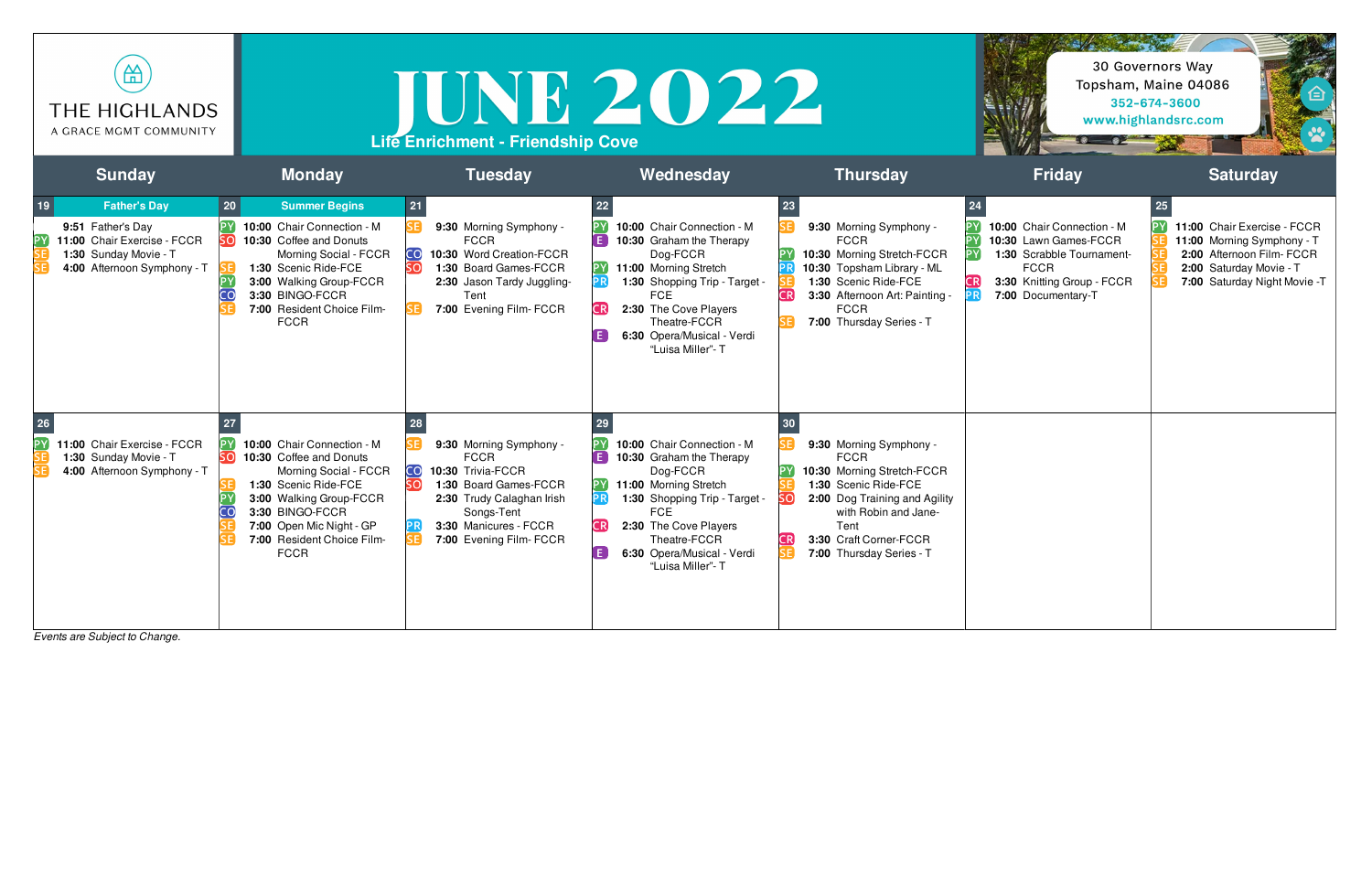THE HIGHLANDS
A GRACE MGMT COMMUNITY

# JUNE 2022

Life Enrichment - Friendship Cove

30 Governors Way
Topsham, Maine 04086
352-674-3600
www.highlandsrc.com

| Sunday | Monday | Tuesday | Wednesday | Thursday | Friday | Saturday |
|---|---|---|---|---|---|---|
| **19** **Father's Day**<br>**9:51** Father's Day<br>PY **11:00** Chair Exercise - FCCR<br>SE **1:30** Sunday Movie - T<br>SE **4:00** Afternoon Symphony - T | **20** **Summer Begins**<br>PY **10:00** Chair Connection - M<br>SO **10:30** Coffee and Donuts Morning Social - FCCR<br>SE **1:30** Scenic Ride-FCE<br>PY **3:00** Walking Group-FCCR<br>CO **3:30** BINGO-FCCR<br>SE **7:00** Resident Choice Film-FCCR | **21**<br>SE **9:30** Morning Symphony - FCCR<br>CO **10:30** Word Creation-FCCR<br>SO **1:30** Board Games-FCCR<br>**2:30** Jason Tardy Juggling-Tent<br>SE **7:00** Evening Film- FCCR | **22**<br>PY **10:00** Chair Connection - M<br>E **10:30** Graham the Therapy Dog-FCCR<br>PY **11:00** Morning Stretch<br>PR **1:30** Shopping Trip - Target - FCE<br>CR **2:30** The Cove Players Theatre-FCCR<br>E **6:30** Opera/Musical - Verdi "Luisa Miller"- T | **23**<br>SE **9:30** Morning Symphony - FCCR<br>PY **10:30** Morning Stretch-FCCR<br>PR **10:30** Topsham Library - ML<br>SE **1:30** Scenic Ride-FCE<br>CR **3:30** Afternoon Art: Painting - FCCR<br>SE **7:00** Thursday Series - T | **24**<br>PY **10:00** Chair Connection - M<br>PY **10:30** Lawn Games-FCCR<br>PY **1:30** Scrabble Tournament-FCCR<br>CR **3:30** Knitting Group - FCCR<br>PR **7:00** Documentary-T | **25**<br>PY **11:00** Chair Exercise - FCCR<br>SE **11:00** Morning Symphony - T<br>SE **2:00** Afternoon Film- FCCR<br>SE **2:00** Saturday Movie - T<br>SE **7:00** Saturday Night Movie -T |
| **26**<br>PY **11:00** Chair Exercise - FCCR<br>SE **1:30** Sunday Movie - T<br>SE **4:00** Afternoon Symphony - T | **27**<br>PY **10:00** Chair Connection - M<br>SO **10:30** Coffee and Donuts Morning Social - FCCR<br>SE **1:30** Scenic Ride-FCE<br>PY **3:00** Walking Group-FCCR<br>CO **3:30** BINGO-FCCR<br>SE **7:00** Open Mic Night - GP<br>SE **7:00** Resident Choice Film-FCCR | **28**<br>SE **9:30** Morning Symphony - FCCR<br>CO **10:30** Trivia-FCCR<br>SO **1:30** Board Games-FCCR<br>**2:30** Trudy Calaghan Irish Songs-Tent<br>PR **3:30** Manicures - FCCR<br>SE **7:00** Evening Film- FCCR | **29**<br>PY **10:00** Chair Connection - M<br>E **10:30** Graham the Therapy Dog-FCCR<br>PY **11:00** Morning Stretch<br>PR **1:30** Shopping Trip - Target - FCE<br>CR **2:30** The Cove Players Theatre-FCCR<br>E **6:30** Opera/Musical - Verdi "Luisa Miller"- T | **30**<br>SE **9:30** Morning Symphony - FCCR<br>PY **10:30** Morning Stretch-FCCR<br>SE **1:30** Scenic Ride-FCE<br>SO **2:00** Dog Training and Agility with Robin and Jane-Tent<br>CR **3:30** Craft Corner-FCCR<br>SE **7:00** Thursday Series - T | | |

*Events are Subject to Change.*